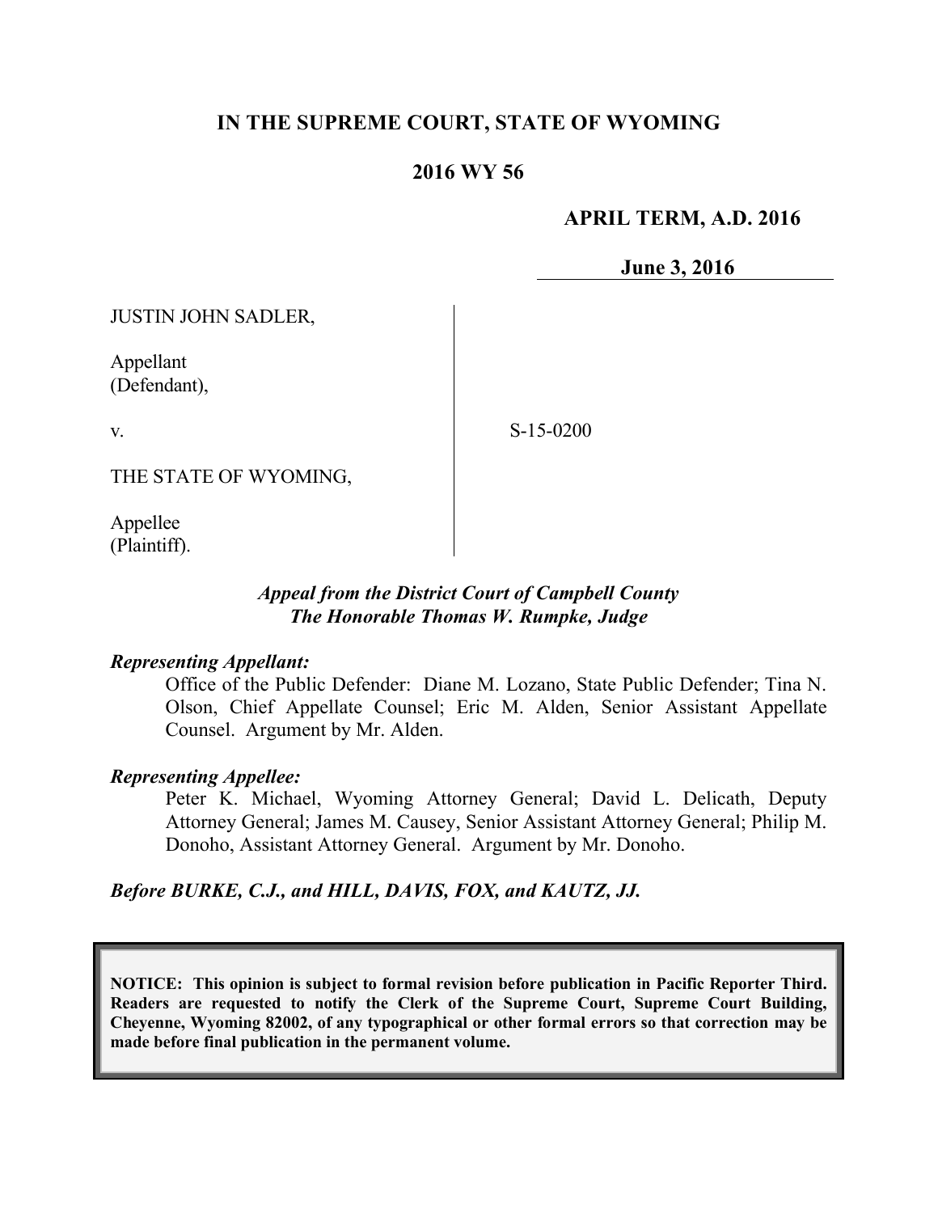**IN THE SUPREME COURT, STATE OF WYOMING**

**2016 WY 56**

**APRIL TERM, A.D. 2016**

**June 3, 2016**

JUSTIN JOHN SADLER,

Appellant
(Defendant),

v.

THE STATE OF WYOMING,

Appellee
(Plaintiff).

S-15-0200

***Appeal from the District Court of Campbell County***
***The Honorable Thomas W. Rumpke, Judge***

***Representing Appellant:***

Office of the Public Defender: Diane M. Lozano, State Public Defender; Tina N. Olson, Chief Appellate Counsel; Eric M. Alden, Senior Assistant Appellate Counsel. Argument by Mr. Alden.

***Representing Appellee:***

Peter K. Michael, Wyoming Attorney General; David L. Delicath, Deputy Attorney General; James M. Causey, Senior Assistant Attorney General; Philip M. Donoho, Assistant Attorney General. Argument by Mr. Donoho.

***Before BURKE, C.J., and HILL, DAVIS, FOX, and KAUTZ, JJ.***

**NOTICE: This opinion is subject to formal revision before publication in Pacific Reporter Third. Readers are requested to notify the Clerk of the Supreme Court, Supreme Court Building, Cheyenne, Wyoming 82002, of any typographical or other formal errors so that correction may be made before final publication in the permanent volume.**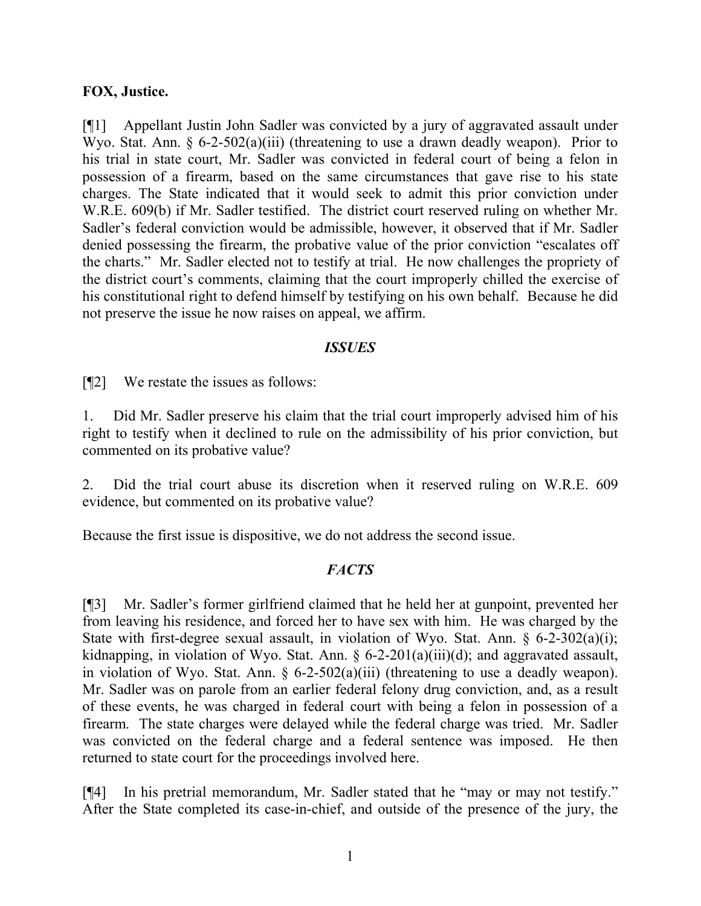**FOX, Justice.**

[¶1] Appellant Justin John Sadler was convicted by a jury of aggravated assault under Wyo. Stat. Ann. § 6-2-502(a)(iii) (threatening to use a drawn deadly weapon). Prior to his trial in state court, Mr. Sadler was convicted in federal court of being a felon in possession of a firearm, based on the same circumstances that gave rise to his state charges. The State indicated that it would seek to admit this prior conviction under W.R.E. 609(b) if Mr. Sadler testified. The district court reserved ruling on whether Mr. Sadler's federal conviction would be admissible, however, it observed that if Mr. Sadler denied possessing the firearm, the probative value of the prior conviction "escalates off the charts." Mr. Sadler elected not to testify at trial. He now challenges the propriety of the district court's comments, claiming that the court improperly chilled the exercise of his constitutional right to defend himself by testifying on his own behalf. Because he did not preserve the issue he now raises on appeal, we affirm.

## *ISSUES*

[¶2] We restate the issues as follows:

1. Did Mr. Sadler preserve his claim that the trial court improperly advised him of his right to testify when it declined to rule on the admissibility of his prior conviction, but commented on its probative value?

2. Did the trial court abuse its discretion when it reserved ruling on W.R.E. 609 evidence, but commented on its probative value?

Because the first issue is dispositive, we do not address the second issue.

## *FACTS*

[¶3] Mr. Sadler's former girlfriend claimed that he held her at gunpoint, prevented her from leaving his residence, and forced her to have sex with him. He was charged by the State with first-degree sexual assault, in violation of Wyo. Stat. Ann. § 6-2-302(a)(i); kidnapping, in violation of Wyo. Stat. Ann. § 6-2-201(a)(iii)(d); and aggravated assault, in violation of Wyo. Stat. Ann. § 6-2-502(a)(iii) (threatening to use a deadly weapon). Mr. Sadler was on parole from an earlier federal felony drug conviction, and, as a result of these events, he was charged in federal court with being a felon in possession of a firearm. The state charges were delayed while the federal charge was tried. Mr. Sadler was convicted on the federal charge and a federal sentence was imposed. He then returned to state court for the proceedings involved here.

[¶4] In his pretrial memorandum, Mr. Sadler stated that he "may or may not testify." After the State completed its case-in-chief, and outside of the presence of the jury, the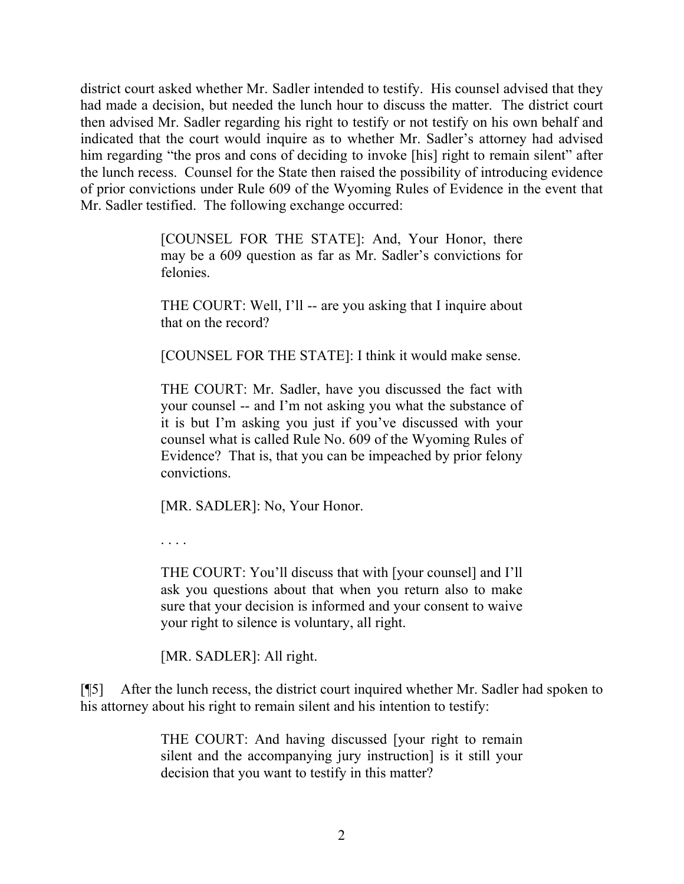district court asked whether Mr. Sadler intended to testify. His counsel advised that they had made a decision, but needed the lunch hour to discuss the matter. The district court then advised Mr. Sadler regarding his right to testify or not testify on his own behalf and indicated that the court would inquire as to whether Mr. Sadler's attorney had advised him regarding "the pros and cons of deciding to invoke [his] right to remain silent" after the lunch recess. Counsel for the State then raised the possibility of introducing evidence of prior convictions under Rule 609 of the Wyoming Rules of Evidence in the event that Mr. Sadler testified. The following exchange occurred:

> [COUNSEL FOR THE STATE]: And, Your Honor, there may be a 609 question as far as Mr. Sadler's convictions for felonies.
>
> THE COURT: Well, I'll -- are you asking that I inquire about that on the record?
>
> [COUNSEL FOR THE STATE]: I think it would make sense.
>
> THE COURT: Mr. Sadler, have you discussed the fact with your counsel -- and I'm not asking you what the substance of it is but I'm asking you just if you've discussed with your counsel what is called Rule No. 609 of the Wyoming Rules of Evidence? That is, that you can be impeached by prior felony convictions.
>
> [MR. SADLER]: No, Your Honor.
>
> . . . .
>
> THE COURT: You'll discuss that with [your counsel] and I'll ask you questions about that when you return also to make sure that your decision is informed and your consent to waive your right to silence is voluntary, all right.
>
> [MR. SADLER]: All right.

[¶5] After the lunch recess, the district court inquired whether Mr. Sadler had spoken to his attorney about his right to remain silent and his intention to testify:

> THE COURT: And having discussed [your right to remain silent and the accompanying jury instruction] is it still your decision that you want to testify in this matter?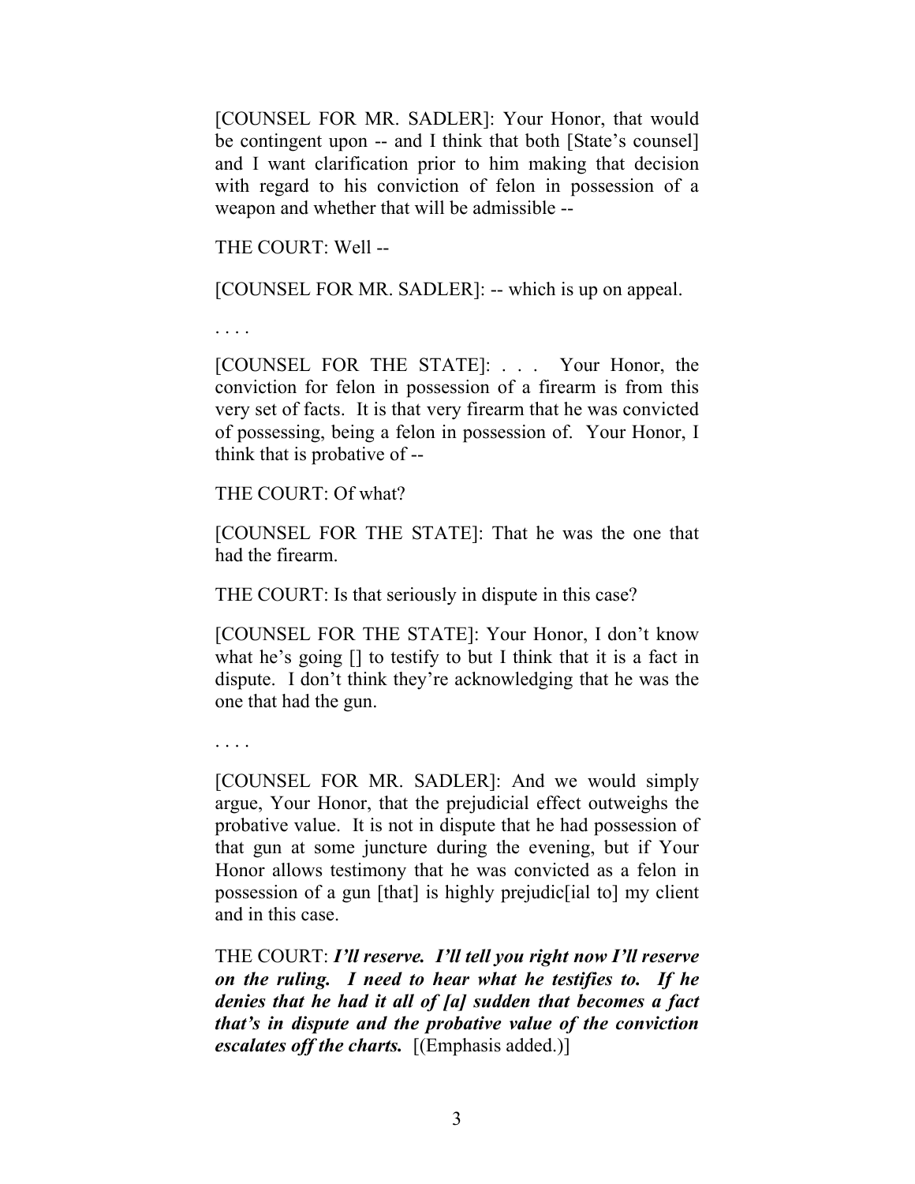[COUNSEL FOR MR. SADLER]: Your Honor, that would be contingent upon -- and I think that both [State's counsel] and I want clarification prior to him making that decision with regard to his conviction of felon in possession of a weapon and whether that will be admissible --

THE COURT: Well --

[COUNSEL FOR MR. SADLER]: -- which is up on appeal.

. . . .

[COUNSEL FOR THE STATE]: . . . Your Honor, the conviction for felon in possession of a firearm is from this very set of facts. It is that very firearm that he was convicted of possessing, being a felon in possession of. Your Honor, I think that is probative of --

THE COURT: Of what?

[COUNSEL FOR THE STATE]: That he was the one that had the firearm.

THE COURT: Is that seriously in dispute in this case?

[COUNSEL FOR THE STATE]: Your Honor, I don't know what he's going [] to testify to but I think that it is a fact in dispute. I don't think they're acknowledging that he was the one that had the gun.

. . . .

[COUNSEL FOR MR. SADLER]: And we would simply argue, Your Honor, that the prejudicial effect outweighs the probative value. It is not in dispute that he had possession of that gun at some juncture during the evening, but if Your Honor allows testimony that he was convicted as a felon in possession of a gun [that] is highly prejudic[ial to] my client and in this case.

THE COURT: ***I'll reserve. I'll tell you right now I'll reserve on the ruling. I need to hear what he testifies to. If he denies that he had it all of [a] sudden that becomes a fact that's in dispute and the probative value of the conviction escalates off the charts.*** [(Emphasis added.)]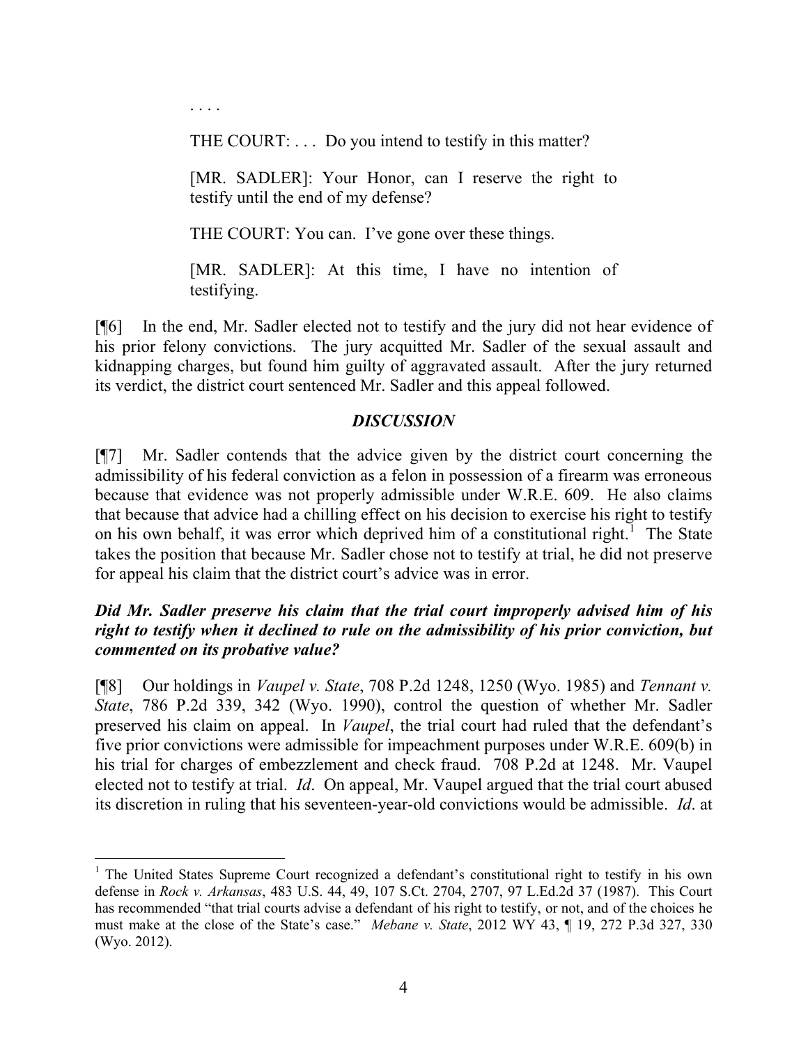. . . .

> THE COURT: . . . Do you intend to testify in this matter?
>
> [MR. SADLER]: Your Honor, can I reserve the right to testify until the end of my defense?
>
> THE COURT: You can. I've gone over these things.
>
> [MR. SADLER]: At this time, I have no intention of testifying.

[¶6] In the end, Mr. Sadler elected not to testify and the jury did not hear evidence of his prior felony convictions. The jury acquitted Mr. Sadler of the sexual assault and kidnapping charges, but found him guilty of aggravated assault. After the jury returned its verdict, the district court sentenced Mr. Sadler and this appeal followed.

## *DISCUSSION*

[¶7] Mr. Sadler contends that the advice given by the district court concerning the admissibility of his federal conviction as a felon in possession of a firearm was erroneous because that evidence was not properly admissible under W.R.E. 609. He also claims that because that advice had a chilling effect on his decision to exercise his right to testify on his own behalf, it was error which deprived him of a constitutional right.[1] The State takes the position that because Mr. Sadler chose not to testify at trial, he did not preserve for appeal his claim that the district court's advice was in error.

### *Did Mr. Sadler preserve his claim that the trial court improperly advised him of his right to testify when it declined to rule on the admissibility of his prior conviction, but commented on its probative value?*

[¶8] Our holdings in *Vaupel v. State*, 708 P.2d 1248, 1250 (Wyo. 1985) and *Tennant v. State*, 786 P.2d 339, 342 (Wyo. 1990), control the question of whether Mr. Sadler preserved his claim on appeal. In *Vaupel*, the trial court had ruled that the defendant's five prior convictions were admissible for impeachment purposes under W.R.E. 609(b) in his trial for charges of embezzlement and check fraud. 708 P.2d at 1248. Mr. Vaupel elected not to testify at trial. *Id*. On appeal, Mr. Vaupel argued that the trial court abused its discretion in ruling that his seventeen-year-old convictions would be admissible. *Id*. at

---

[1] The United States Supreme Court recognized a defendant's constitutional right to testify in his own defense in *Rock v. Arkansas*, 483 U.S. 44, 49, 107 S.Ct. 2704, 2707, 97 L.Ed.2d 37 (1987). This Court has recommended "that trial courts advise a defendant of his right to testify, or not, and of the choices he must make at the close of the State's case." *Mebane v. State*, 2012 WY 43, ¶ 19, 272 P.3d 327, 330 (Wyo. 2012).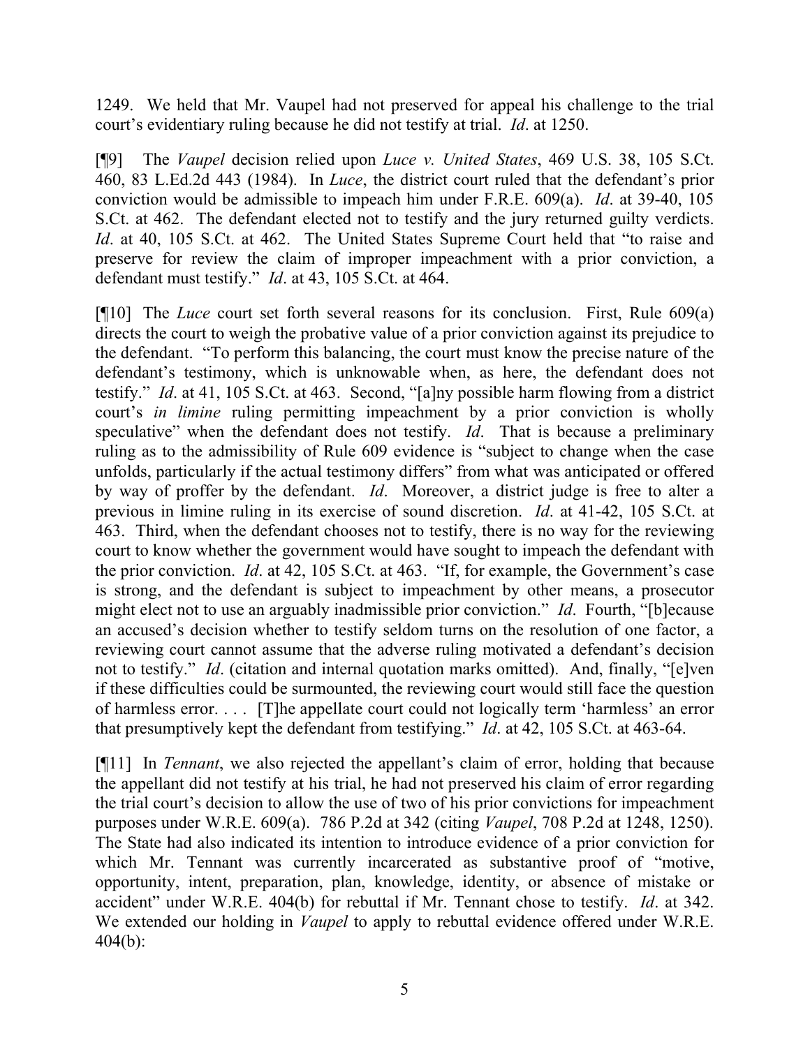1249. We held that Mr. Vaupel had not preserved for appeal his challenge to the trial court's evidentiary ruling because he did not testify at trial. *Id*. at 1250.

[¶9] The *Vaupel* decision relied upon *Luce v. United States*, 469 U.S. 38, 105 S.Ct. 460, 83 L.Ed.2d 443 (1984). In *Luce*, the district court ruled that the defendant's prior conviction would be admissible to impeach him under F.R.E. 609(a). *Id*. at 39-40, 105 S.Ct. at 462. The defendant elected not to testify and the jury returned guilty verdicts. *Id*. at 40, 105 S.Ct. at 462. The United States Supreme Court held that "to raise and preserve for review the claim of improper impeachment with a prior conviction, a defendant must testify." *Id*. at 43, 105 S.Ct. at 464.

[¶10] The *Luce* court set forth several reasons for its conclusion. First, Rule 609(a) directs the court to weigh the probative value of a prior conviction against its prejudice to the defendant. "To perform this balancing, the court must know the precise nature of the defendant's testimony, which is unknowable when, as here, the defendant does not testify." *Id*. at 41, 105 S.Ct. at 463. Second, "[a]ny possible harm flowing from a district court's *in limine* ruling permitting impeachment by a prior conviction is wholly speculative" when the defendant does not testify. *Id*. That is because a preliminary ruling as to the admissibility of Rule 609 evidence is "subject to change when the case unfolds, particularly if the actual testimony differs" from what was anticipated or offered by way of proffer by the defendant. *Id*. Moreover, a district judge is free to alter a previous in limine ruling in its exercise of sound discretion. *Id*. at 41-42, 105 S.Ct. at 463. Third, when the defendant chooses not to testify, there is no way for the reviewing court to know whether the government would have sought to impeach the defendant with the prior conviction. *Id*. at 42, 105 S.Ct. at 463. "If, for example, the Government's case is strong, and the defendant is subject to impeachment by other means, a prosecutor might elect not to use an arguably inadmissible prior conviction." *Id*. Fourth, "[b]ecause an accused's decision whether to testify seldom turns on the resolution of one factor, a reviewing court cannot assume that the adverse ruling motivated a defendant's decision not to testify." *Id*. (citation and internal quotation marks omitted). And, finally, "[e]ven if these difficulties could be surmounted, the reviewing court would still face the question of harmless error. . . . [T]he appellate court could not logically term 'harmless' an error that presumptively kept the defendant from testifying." *Id*. at 42, 105 S.Ct. at 463-64.

[¶11] In *Tennant*, we also rejected the appellant's claim of error, holding that because the appellant did not testify at his trial, he had not preserved his claim of error regarding the trial court's decision to allow the use of two of his prior convictions for impeachment purposes under W.R.E. 609(a). 786 P.2d at 342 (citing *Vaupel*, 708 P.2d at 1248, 1250). The State had also indicated its intention to introduce evidence of a prior conviction for which Mr. Tennant was currently incarcerated as substantive proof of "motive, opportunity, intent, preparation, plan, knowledge, identity, or absence of mistake or accident" under W.R.E. 404(b) for rebuttal if Mr. Tennant chose to testify. *Id*. at 342. We extended our holding in *Vaupel* to apply to rebuttal evidence offered under W.R.E. 404(b):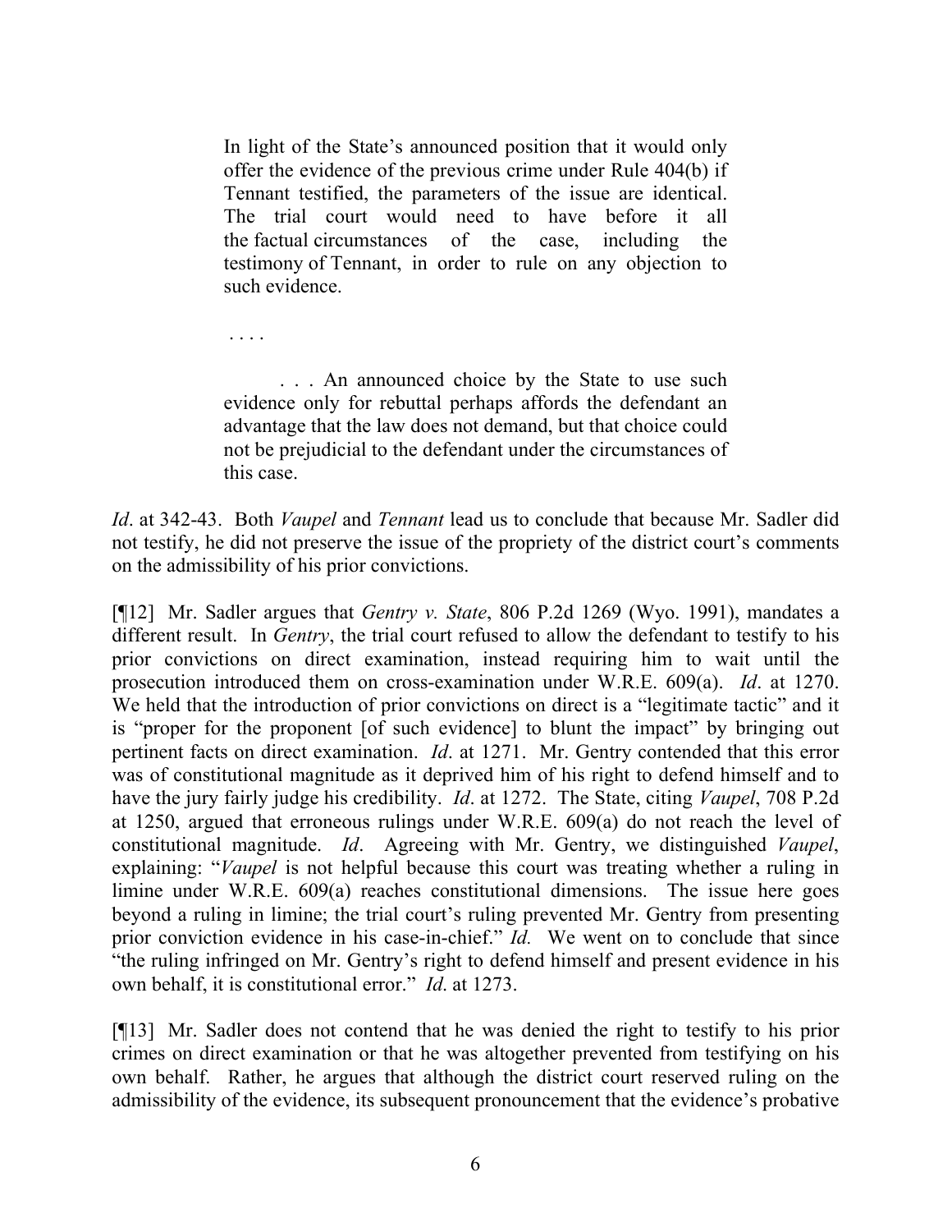> In light of the State's announced position that it would only offer the evidence of the previous crime under Rule 404(b) if Tennant testified, the parameters of the issue are identical. The trial court would need to have before it all the factual circumstances of the case, including the testimony of Tennant, in order to rule on any objection to such evidence.
>
> . . . .
>
> . . . An announced choice by the State to use such evidence only for rebuttal perhaps affords the defendant an advantage that the law does not demand, but that choice could not be prejudicial to the defendant under the circumstances of this case.

*Id*. at 342-43. Both *Vaupel* and *Tennant* lead us to conclude that because Mr. Sadler did not testify, he did not preserve the issue of the propriety of the district court's comments on the admissibility of his prior convictions.

[¶12] Mr. Sadler argues that *Gentry v. State*, 806 P.2d 1269 (Wyo. 1991), mandates a different result. In *Gentry*, the trial court refused to allow the defendant to testify to his prior convictions on direct examination, instead requiring him to wait until the prosecution introduced them on cross-examination under W.R.E. 609(a). *Id*. at 1270. We held that the introduction of prior convictions on direct is a "legitimate tactic" and it is "proper for the proponent [of such evidence] to blunt the impact" by bringing out pertinent facts on direct examination. *Id*. at 1271. Mr. Gentry contended that this error was of constitutional magnitude as it deprived him of his right to defend himself and to have the jury fairly judge his credibility. *Id*. at 1272. The State, citing *Vaupel*, 708 P.2d at 1250, argued that erroneous rulings under W.R.E. 609(a) do not reach the level of constitutional magnitude. *Id*. Agreeing with Mr. Gentry, we distinguished *Vaupel*, explaining: "*Vaupel* is not helpful because this court was treating whether a ruling in limine under W.R.E. 609(a) reaches constitutional dimensions. The issue here goes beyond a ruling in limine; the trial court's ruling prevented Mr. Gentry from presenting prior conviction evidence in his case-in-chief." *Id.* We went on to conclude that since "the ruling infringed on Mr. Gentry's right to defend himself and present evidence in his own behalf, it is constitutional error." *Id*. at 1273.

[¶13] Mr. Sadler does not contend that he was denied the right to testify to his prior crimes on direct examination or that he was altogether prevented from testifying on his own behalf. Rather, he argues that although the district court reserved ruling on the admissibility of the evidence, its subsequent pronouncement that the evidence's probative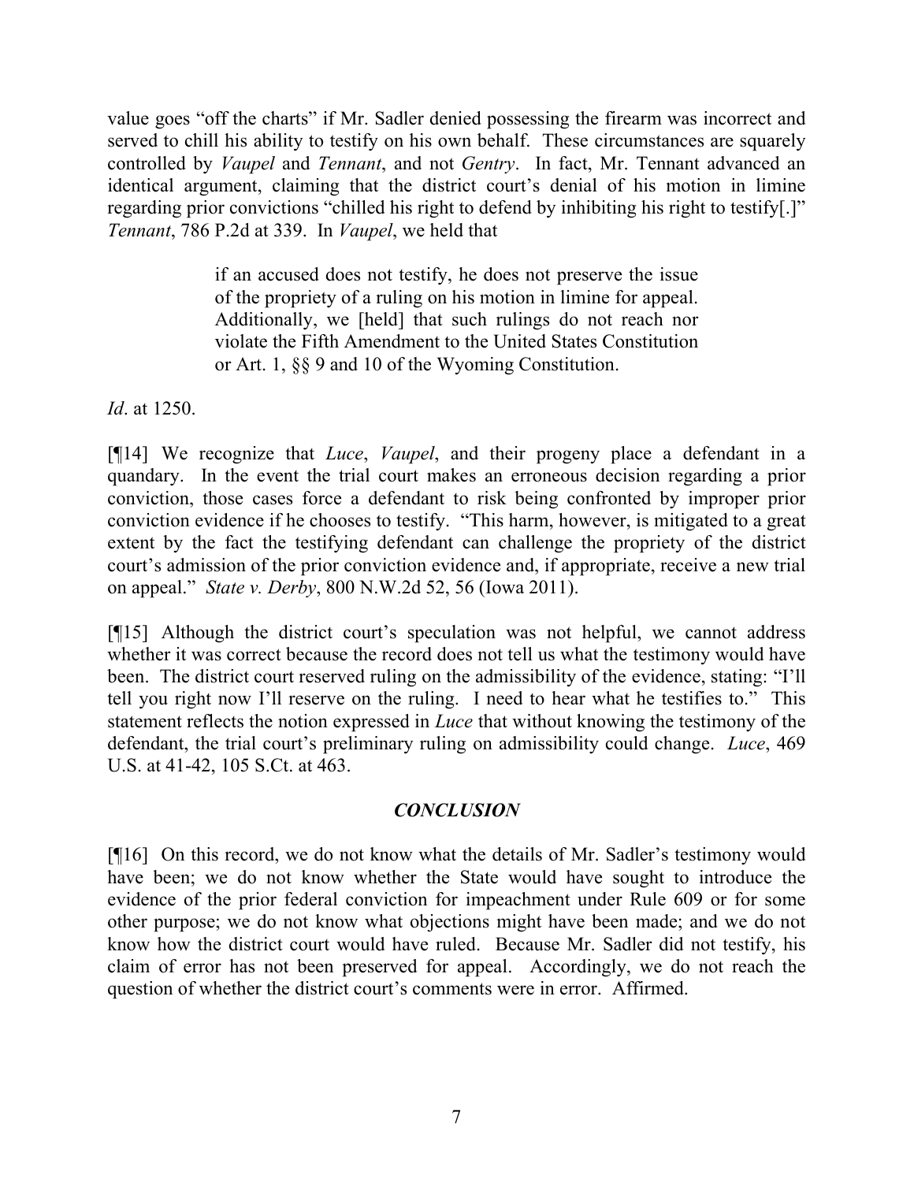value goes "off the charts" if Mr. Sadler denied possessing the firearm was incorrect and served to chill his ability to testify on his own behalf. These circumstances are squarely controlled by *Vaupel* and *Tennant*, and not *Gentry*. In fact, Mr. Tennant advanced an identical argument, claiming that the district court's denial of his motion in limine regarding prior convictions "chilled his right to defend by inhibiting his right to testify[.]" *Tennant*, 786 P.2d at 339. In *Vaupel*, we held that

> if an accused does not testify, he does not preserve the issue of the propriety of a ruling on his motion in limine for appeal. Additionally, we [held] that such rulings do not reach nor violate the Fifth Amendment to the United States Constitution or Art. 1, §§ 9 and 10 of the Wyoming Constitution.

*Id*. at 1250.

[¶14] We recognize that *Luce*, *Vaupel*, and their progeny place a defendant in a quandary. In the event the trial court makes an erroneous decision regarding a prior conviction, those cases force a defendant to risk being confronted by improper prior conviction evidence if he chooses to testify. "This harm, however, is mitigated to a great extent by the fact the testifying defendant can challenge the propriety of the district court's admission of the prior conviction evidence and, if appropriate, receive a new trial on appeal." *State v. Derby*, 800 N.W.2d 52, 56 (Iowa 2011).

[¶15] Although the district court's speculation was not helpful, we cannot address whether it was correct because the record does not tell us what the testimony would have been. The district court reserved ruling on the admissibility of the evidence, stating: "I'll tell you right now I'll reserve on the ruling. I need to hear what he testifies to." This statement reflects the notion expressed in *Luce* that without knowing the testimony of the defendant, the trial court's preliminary ruling on admissibility could change. *Luce*, 469 U.S. at 41-42, 105 S.Ct. at 463.

## *CONCLUSION*

[¶16] On this record, we do not know what the details of Mr. Sadler's testimony would have been; we do not know whether the State would have sought to introduce the evidence of the prior federal conviction for impeachment under Rule 609 or for some other purpose; we do not know what objections might have been made; and we do not know how the district court would have ruled. Because Mr. Sadler did not testify, his claim of error has not been preserved for appeal. Accordingly, we do not reach the question of whether the district court's comments were in error. Affirmed.